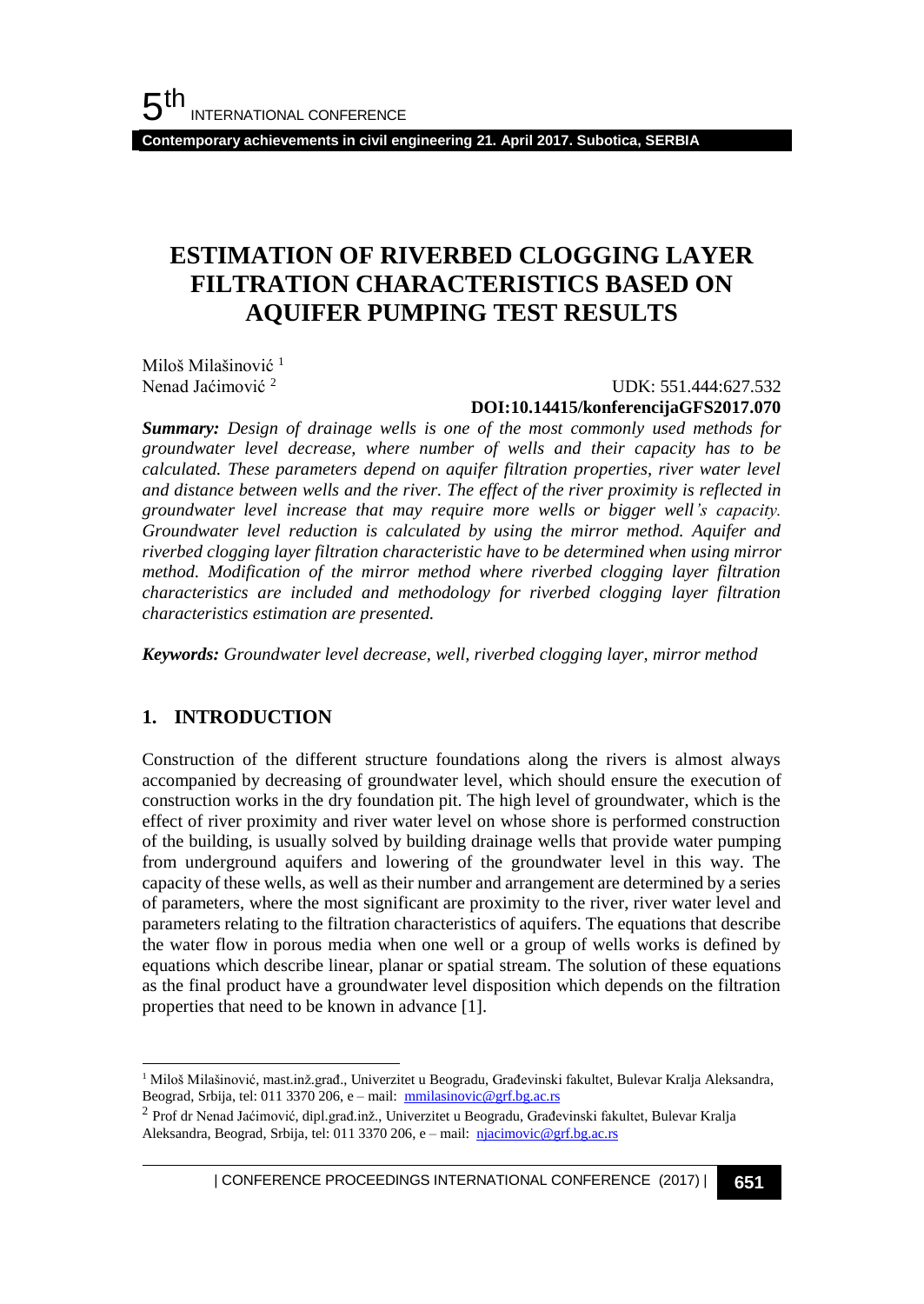# ESTIMATION OF RIVERBED CLOGGING LAYER FILTRATION CHARACTERISTICS BASED ON AQUIFER PUMPING TEST RESULTS

Miloš Milašinović [1]
Nenad Jaćimović [2]

UDK: 551.444:627.532
**DOI:10.14415/konferencijaGFS2017.070**

***Summary:*** *Design of drainage wells is one of the most commonly used methods for groundwater level decrease, where number of wells and their capacity has to be calculated. These parameters depend on aquifer filtration properties, river water level and distance between wells and the river. The effect of the river proximity is reflected in groundwater level increase that may require more wells or bigger well's capacity. Groundwater level reduction is calculated by using the mirror method. Aquifer and riverbed clogging layer filtration characteristic have to be determined when using mirror method. Modification of the mirror method where riverbed clogging layer filtration characteristics are included and methodology for riverbed clogging layer filtration characteristics estimation are presented.*

***Keywords:*** *Groundwater level decrease, well, riverbed clogging layer, mirror method*

## 1. INTRODUCTION

Construction of the different structure foundations along the rivers is almost always accompanied by decreasing of groundwater level, which should ensure the execution of construction works in the dry foundation pit. The high level of groundwater, which is the effect of river proximity and river water level on whose shore is performed construction of the building, is usually solved by building drainage wells that provide water pumping from underground aquifers and lowering of the groundwater level in this way. The capacity of these wells, as well as their number and arrangement are determined by a series of parameters, where the most significant are proximity to the river, river water level and parameters relating to the filtration characteristics of aquifers. The equations that describe the water flow in porous media when one well or a group of wells works is defined by equations which describe linear, planar or spatial stream. The solution of these equations as the final product have a groundwater level disposition which depends on the filtration properties that need to be known in advance [1].

---

[1] Miloš Milašinović, mast.inž.građ., Univerzitet u Beogradu, Građevinski fakultet, Bulevar Kralja Aleksandra, Beograd, Srbija, tel: 011 3370 206, e – mail: mmilasinovic@grf.bg.ac.rs

[2] Prof dr Nenad Jaćimović, dipl.građ.inž., Univerzitet u Beogradu, Građevinski fakultet, Bulevar Kralja Aleksandra, Beograd, Srbija, tel: 011 3370 206, e – mail: njacimovic@grf.bg.ac.rs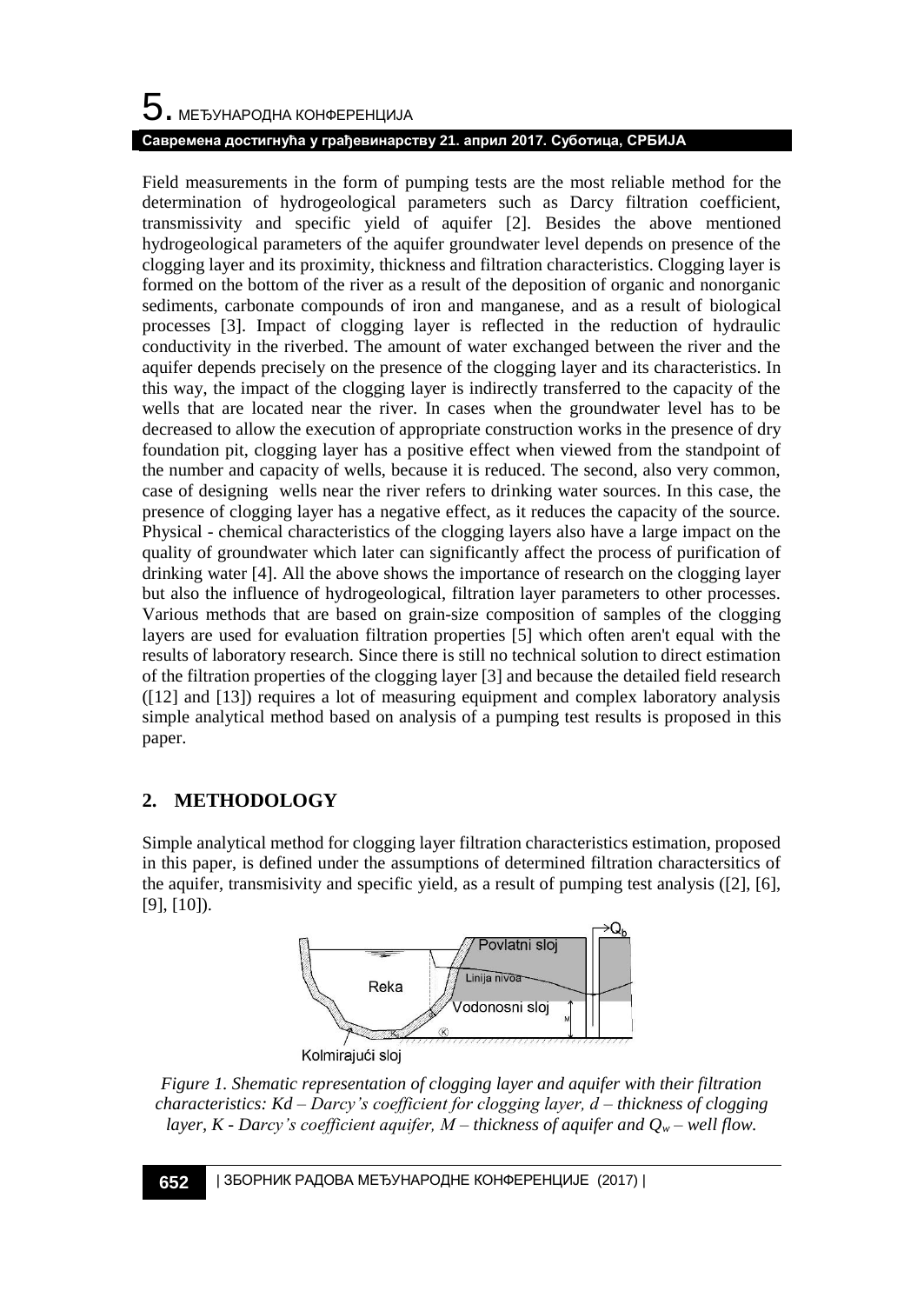Field measurements in the form of pumping tests are the most reliable method for the determination of hydrogeological parameters such as Darcy filtration coefficient, transmissivity and specific yield of aquifer [2]. Besides the above mentioned hydrogeological parameters of the aquifer groundwater level depends on presence of the clogging layer and its proximity, thickness and filtration characteristics. Clogging layer is formed on the bottom of the river as a result of the deposition of organic and nonorganic sediments, carbonate compounds of iron and manganese, and as a result of biological processes [3]. Impact of clogging layer is reflected in the reduction of hydraulic conductivity in the riverbed. The amount of water exchanged between the river and the aquifer depends precisely on the presence of the clogging layer and its characteristics. In this way, the impact of the clogging layer is indirectly transferred to the capacity of the wells that are located near the river. In cases when the groundwater level has to be decreased to allow the execution of appropriate construction works in the presence of dry foundation pit, clogging layer has a positive effect when viewed from the standpoint of the number and capacity of wells, because it is reduced. The second, also very common, case of designing wells near the river refers to drinking water sources. In this case, the presence of clogging layer has a negative effect, as it reduces the capacity of the source. Physical - chemical characteristics of the clogging layers also have a large impact on the quality of groundwater which later can significantly affect the process of purification of drinking water [4]. All the above shows the importance of research on the clogging layer but also the influence of hydrogeological, filtration layer parameters to other processes. Various methods that are based on grain-size composition of samples of the clogging layers are used for evaluation filtration properties [5] which often aren't equal with the results of laboratory research. Since there is still no technical solution to direct estimation of the filtration properties of the clogging layer [3] and because the detailed field research ([12] and [13]) requires a lot of measuring equipment and complex laboratory analysis simple analytical method based on analysis of a pumping test results is proposed in this paper.

## 2. METHODOLOGY

Simple analytical method for clogging layer filtration characteristics estimation, proposed in this paper, is defined under the assumptions of determined filtration charactersitics of the aquifer, transmisivity and specific yield, as a result of pumping test analysis ([2], [6], [9], [10]).

*Figure 1. Shematic representation of clogging layer and aquifer with their filtration characteristics: Kd – Darcy's coefficient for clogging layer, d – thickness of clogging layer, K - Darcy's coefficient aquifer, M – thickness of aquifer and $Q_w$ – well flow.*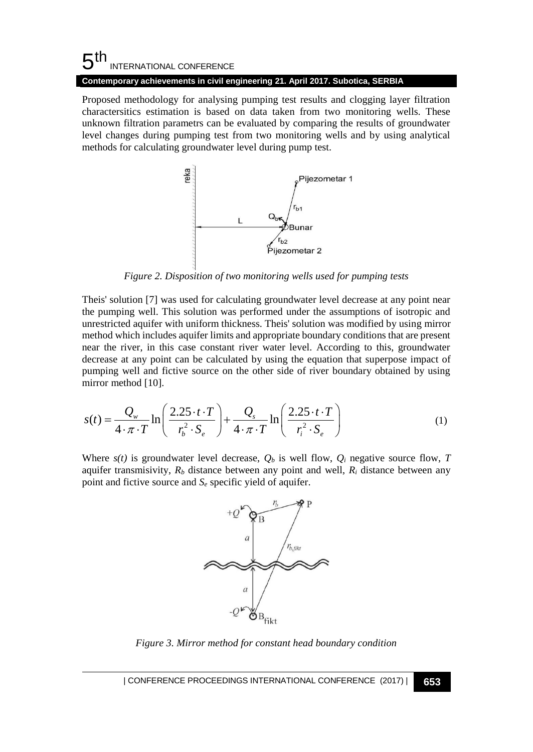Proposed methodology for analysing pumping test results and clogging layer filtration charactersitics estimation is based on data taken from two monitoring wells. These unknown filtration parametrs can be evaluated by comparing the results of groundwater level changes during pumping test from two monitoring wells and by using analytical methods for calculating groundwater level during pump test.

*Figure 2. Disposition of two monitoring wells used for pumping tests*

Theis' solution [7] was used for calculating groundwater level decrease at any point near the pumping well. This solution was performed under the assumptions of isotropic and unrestricted aquifer with uniform thickness. Theis' solution was modified by using mirror method which includes aquifer limits and appropriate boundary conditions that are present near the river, in this case constant river water level. According to this, groundwater decrease at any point can be calculated by using the equation that superpose impact of pumping well and fictive source on the other side of river boundary obtained by using mirror method [10].

$$s(t) = \frac{Q_w}{4 \cdot \pi \cdot T} \ln\left(\frac{2.25 \cdot t \cdot T}{r_b^2 \cdot S_e}\right) + \frac{Q_s}{4 \cdot \pi \cdot T} \ln\left(\frac{2.25 \cdot t \cdot T}{r_i^2 \cdot S_e}\right) \tag{1}$$

Where $s(t)$ is groundwater level decrease, $Q_b$ is well flow, $Q_i$ negative source flow, $T$ aquifer transmisivity, $R_b$ distance between any point and well, $R_i$ distance between any point and fictive source and $S_e$ specific yield of aquifer.

*Figure 3. Mirror method for constant head boundary condition*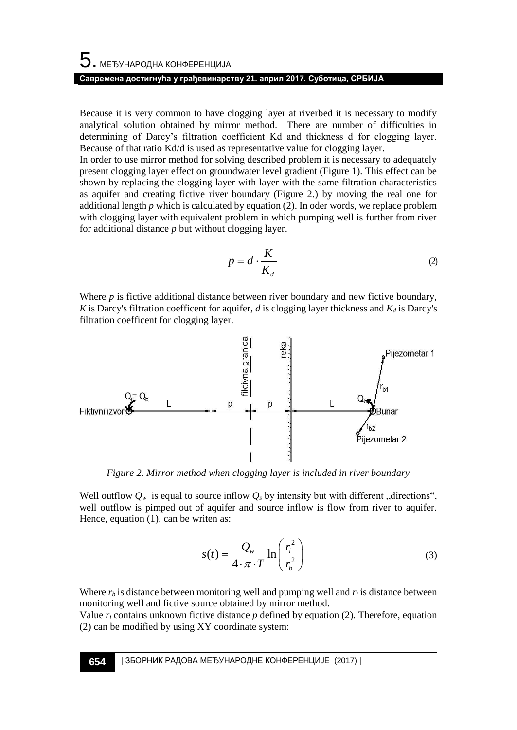Because it is very common to have clogging layer at riverbed it is necessary to modify analytical solution obtained by mirror method. There are number of difficulties in determining of Darcy's filtration coefficient Kd and thickness d for clogging layer. Because of that ratio Kd/d is used as representative value for clogging layer.

In order to use mirror method for solving described problem it is necessary to adequately present clogging layer effect on groundwater level gradient (Figure 1). This effect can be shown by replacing the clogging layer with layer with the same filtration characteristics as aquifer and creating fictive river boundary (Figure 2.) by moving the real one for additional length $p$ which is calculated by equation (2). In oder words, we replace problem with clogging layer with equivalent problem in which pumping well is further from river for additional distance $p$ but without clogging layer.

$$p = d \cdot \frac{K}{K_d} \tag{2}$$

Where $p$ is fictive additional distance between river boundary and new fictive boundary, $K$ is Darcy's filtration coefficent for aquifer, $d$ is clogging layer thickness and $K_d$ is Darcy's filtration coefficent for clogging layer.

*Figure 2. Mirror method when clogging layer is included in river boundary*

Well outflow $Q_w$ is equal to source inflow $Q_s$ by intensity but with different „directions", well outflow is pimped out of aquifer and source inflow is flow from river to aquifer. Hence, equation (1). can be writen as:

$$s(t) = \frac{Q_w}{4 \cdot \pi \cdot T} \ln\left(\frac{r_i^2}{r_b^2}\right) \tag{3}$$

Where $r_b$ is distance between monitoring well and pumping well and $r_i$ is distance between monitoring well and fictive source obtained by mirror method.

Value $r_i$ contains unknown fictive distance $p$ defined by equation (2). Therefore, equation (2) can be modified by using XY coordinate system: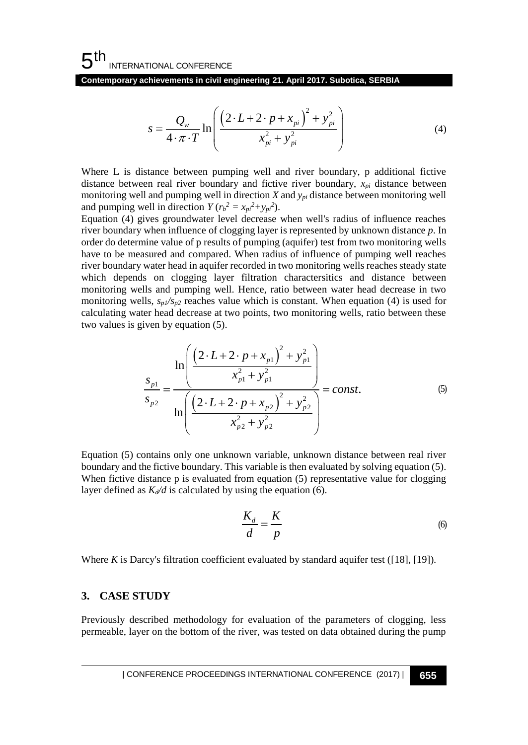$$s = \frac{Q_w}{4 \cdot \pi \cdot T} \ln \left( \frac{\left(2 \cdot L + 2 \cdot p + x_{pi}\right)^2 + y_{pi}^2}{x_{pi}^2 + y_{pi}^2} \right) \tag{4}$$

Where L is distance between pumping well and river boundary, p additional fictive distance between real river boundary and fictive river boundary, $x_{pi}$ distance between monitoring well and pumping well in direction *X* and $y_{pi}$ distance between monitoring well and pumping well in direction *Y* ($r_b^2 = x_{pi}^2 + y_{pi}^2$).

Equation (4) gives groundwater level decrease when well's radius of influence reaches river boundary when influence of clogging layer is represented by unknown distance *p*. In order do determine value of p results of pumping (aquifer) test from two monitoring wells have to be measured and compared. When radius of influence of pumping well reaches river boundary water head in aquifer recorded in two monitoring wells reaches steady state which depends on clogging layer filtration charactersitics and distance between monitoring wells and pumping well. Hence, ratio between water head decrease in two monitoring wells, $s_{p1}/s_{p2}$ reaches value which is constant. When equation (4) is used for calculating water head decrease at two points, two monitoring wells, ratio between these two values is given by equation (5).

$$\frac{s_{p1}}{s_{p2}} = \frac{\ln \left( \frac{\left(2 \cdot L + 2 \cdot p + x_{p1}\right)^2 + y_{p1}^2}{x_{p1}^2 + y_{p1}^2} \right)}{\ln \left( \frac{\left(2 \cdot L + 2 \cdot p + x_{p2}\right)^2 + y_{p2}^2}{x_{p2}^2 + y_{p2}^2} \right)} = const. \tag{5}$$

Equation (5) contains only one unknown variable, unknown distance between real river boundary and the fictive boundary. This variable is then evaluated by solving equation (5). When fictive distance p is evaluated from equation (5) representative value for clogging layer defined as $K_d/d$ is calculated by using the equation (6).

$$\frac{K_d}{d} = \frac{K}{p} \tag{6}$$

Where *K* is Darcy's filtration coefficient evaluated by standard aquifer test ([18], [19]).

## 3. CASE STUDY

Previously described methodology for evaluation of the parameters of clogging, less permeable, layer on the bottom of the river, was tested on data obtained during the pump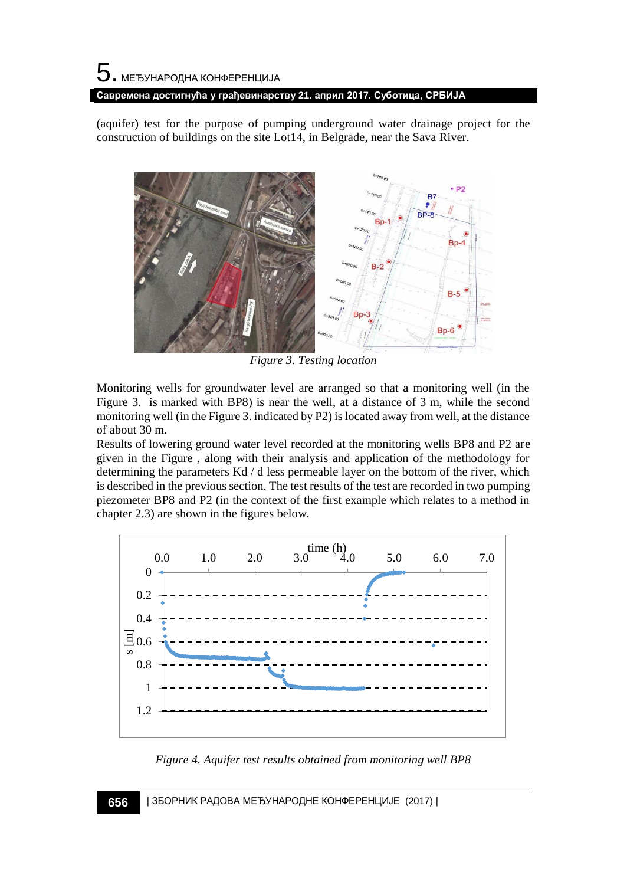(aquifer) test for the purpose of pumping underground water drainage project for the construction of buildings on the site Lot14, in Belgrade, near the Sava River.

*Figure 3. Testing location*

Monitoring wells for groundwater level are arranged so that a monitoring well (in the Figure 3. is marked with BP8) is near the well, at a distance of 3 m, while the second monitoring well (in the Figure 3. indicated by P2) is located away from well, at the distance of about 30 m.

Results of lowering ground water level recorded at the monitoring wells BP8 and P2 are given in the Figure , along with their analysis and application of the methodology for determining the parameters Kd / d less permeable layer on the bottom of the river, which is described in the previous section. The test results of the test are recorded in two pumping piezometer BP8 and P2 (in the context of the first example which relates to a method in chapter 2.3) are shown in the figures below.

*Figure 4. Aquifer test results obtained from monitoring well BP8*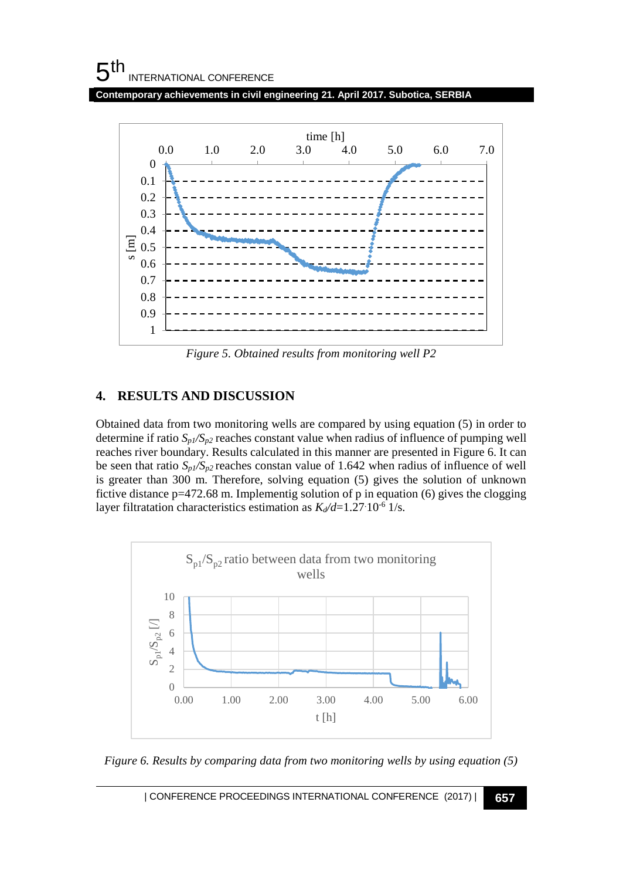Figure 5. Obtained results from monitoring well P2

## 4. RESULTS AND DISCUSSION

Obtained data from two monitoring wells are compared by using equation (5) in order to determine if ratio $S_{p1}/S_{p2}$ reaches constant value when radius of influence of pumping well reaches river boundary. Results calculated in this manner are presented in Figure 6. It can be seen that ratio $S_{p1}/S_{p2}$ reaches constan value of 1.642 when radius of influence of well is greater than 300 m. Therefore, solving equation (5) gives the solution of unknown fictive distance p=472.68 m. Implementig solution of p in equation (6) gives the clogging layer filtratation characteristics estimation as $K_d/d=1.27 \cdot 10^{-6}$ 1/s.

*Figure 6. Results by comparing data from two monitoring wells by using equation (5)*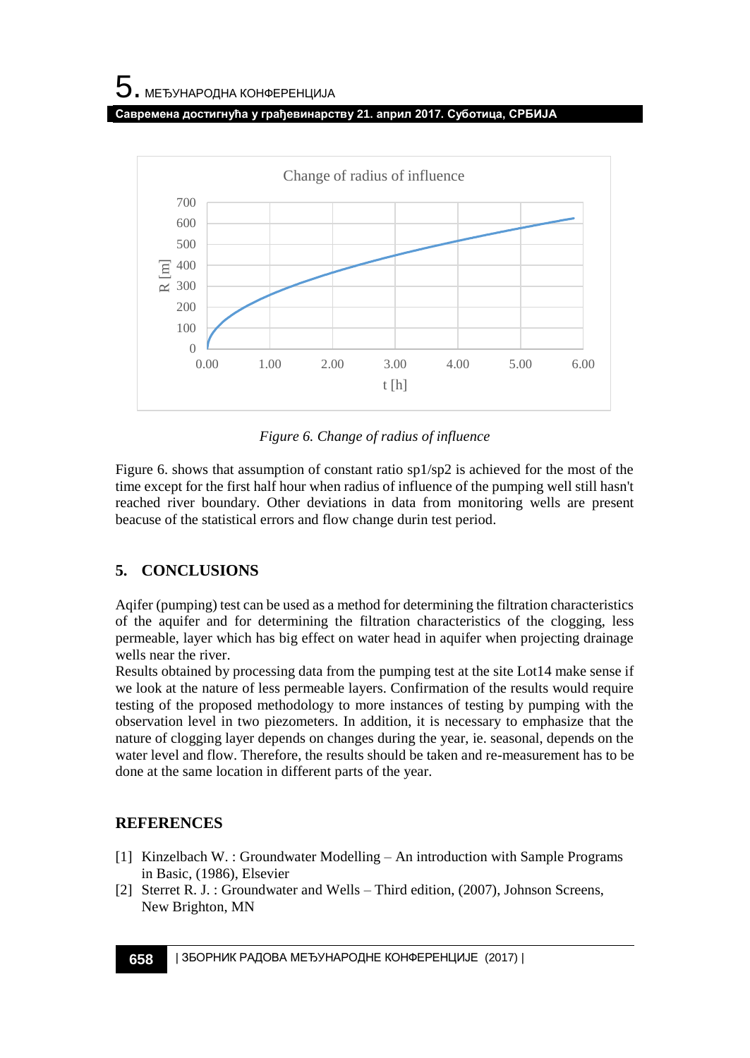*Figure 6. Change of radius of influence*

Figure 6. shows that assumption of constant ratio sp1/sp2 is achieved for the most of the time except for the first half hour when radius of influence of the pumping well still hasn't reached river boundary. Other deviations in data from monitoring wells are present beacuse of the statistical errors and flow change durin test period.

## 5. CONCLUSIONS

Aqifer (pumping) test can be used as a method for determining the filtration characteristics of the aquifer and for determining the filtration characteristics of the clogging, less permeable, layer which has big effect on water head in aquifer when projecting drainage wells near the river.

Results obtained by processing data from the pumping test at the site Lot14 make sense if we look at the nature of less permeable layers. Confirmation of the results would require testing of the proposed methodology to more instances of testing by pumping with the observation level in two piezometers. In addition, it is necessary to emphasize that the nature of clogging layer depends on changes during the year, ie. seasonal, depends on the water level and flow. Therefore, the results should be taken and re-measurement has to be done at the same location in different parts of the year.

## REFERENCES

[1] Kinzelbach W. : Groundwater Modelling – An introduction with Sample Programs in Basic, (1986), Elsevier

[2] Sterret R. J. : Groundwater and Wells – Third edition, (2007), Johnson Screens, New Brighton, MN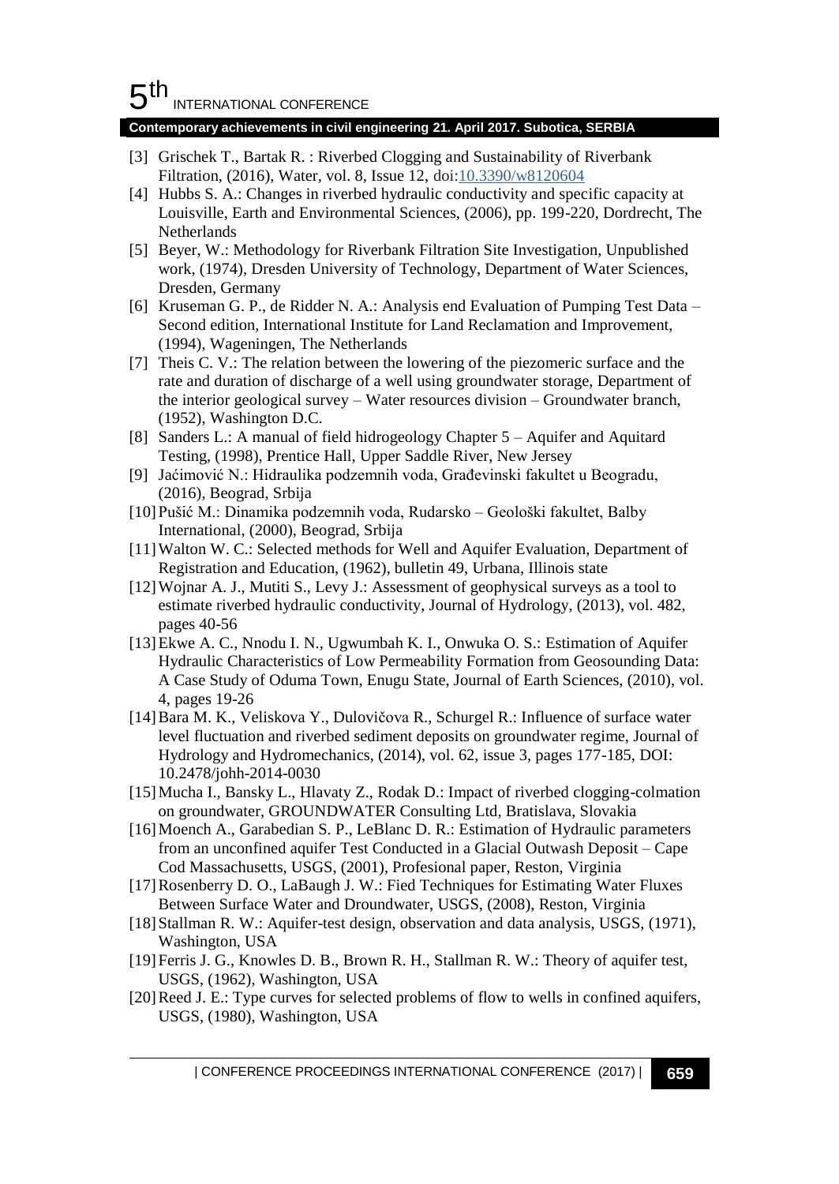[3] Grischek T., Bartak R. : Riverbed Clogging and Sustainability of Riverbank Filtration, (2016), Water, vol. 8, Issue 12, doi:10.3390/w8120604

[4] Hubbs S. A.: Changes in riverbed hydraulic conductivity and specific capacity at Louisville, Earth and Environmental Sciences, (2006), pp. 199-220, Dordrecht, The Netherlands

[5] Beyer, W.: Methodology for Riverbank Filtration Site Investigation, Unpublished work, (1974), Dresden University of Technology, Department of Water Sciences, Dresden, Germany

[6] Kruseman G. P., de Ridder N. A.: Analysis end Evaluation of Pumping Test Data – Second edition, International Institute for Land Reclamation and Improvement, (1994), Wageningen, The Netherlands

[7] Theis C. V.: The relation between the lowering of the piezomeric surface and the rate and duration of discharge of a well using groundwater storage, Department of the interior geological survey – Water resources division – Groundwater branch, (1952), Washington D.C.

[8] Sanders L.: A manual of field hidrogeology Chapter 5 – Aquifer and Aquitard Testing, (1998), Prentice Hall, Upper Saddle River, New Jersey

[9] Jaćimović N.: Hidraulika podzemnih voda, Građevinski fakultet u Beogradu, (2016), Beograd, Srbija

[10] Pušić M.: Dinamika podzemnih voda, Rudarsko – Geološki fakultet, Balby International, (2000), Beograd, Srbija

[11] Walton W. C.: Selected methods for Well and Aquifer Evaluation, Department of Registration and Education, (1962), bulletin 49, Urbana, Illinois state

[12] Wojnar A. J., Mutiti S., Levy J.: Assessment of geophysical surveys as a tool to estimate riverbed hydraulic conductivity, Journal of Hydrology, (2013), vol. 482, pages 40-56

[13] Ekwe A. C., Nnodu I. N., Ugwumbah K. I., Onwuka O. S.: Estimation of Aquifer Hydraulic Characteristics of Low Permeability Formation from Geosounding Data: A Case Study of Oduma Town, Enugu State, Journal of Earth Sciences, (2010), vol. 4, pages 19-26

[14] Bara M. K., Veliskova Y., Dulovičova R., Schurgel R.: Influence of surface water level fluctuation and riverbed sediment deposits on groundwater regime, Journal of Hydrology and Hydromechanics, (2014), vol. 62, issue 3, pages 177-185, DOI: 10.2478/johh-2014-0030

[15] Mucha I., Bansky L., Hlavaty Z., Rodak D.: Impact of riverbed clogging-colmation on groundwater, GROUNDWATER Consulting Ltd, Bratislava, Slovakia

[16] Moench A., Garabedian S. P., LeBlanc D. R.: Estimation of Hydraulic parameters from an unconfined aquifer Test Conducted in a Glacial Outwash Deposit – Cape Cod Massachusetts, USGS, (2001), Profesional paper, Reston, Virginia

[17] Rosenberry D. O., LaBaugh J. W.: Fied Techniques for Estimating Water Fluxes Between Surface Water and Droundwater, USGS, (2008), Reston, Virginia

[18] Stallman R. W.: Aquifer-test design, observation and data analysis, USGS, (1971), Washington, USA

[19] Ferris J. G., Knowles D. B., Brown R. H., Stallman R. W.: Theory of aquifer test, USGS, (1962), Washington, USA

[20] Reed J. E.: Type curves for selected problems of flow to wells in confined aquifers, USGS, (1980), Washington, USA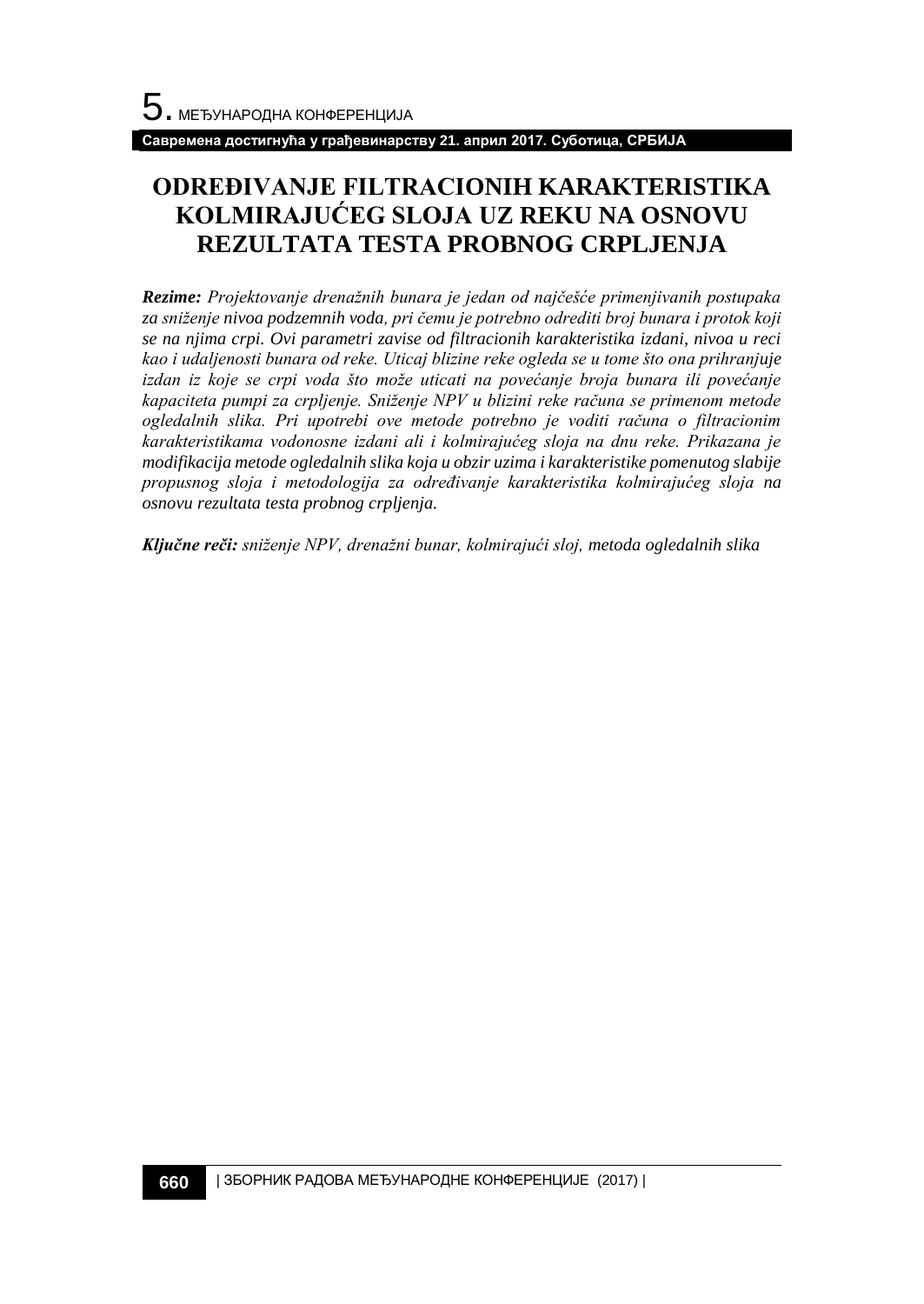# ODREĐIVANJE FILTRACIONIH KARAKTERISTIKA KOLMIRAJUĆEG SLOJA UZ REKU NA OSNOVU REZULTATA TESTA PROBNOG CRPLJENJA

***Rezime:*** *Projektovanje drenažnih bunara je jedan od najčešće primenjivanih postupaka za sniženje nivoa podzemnih voda, pri čemu je potrebno odrediti broj bunara i protok koji se na njima crpi. Ovi parametri zavise od filtracionih karakteristika izdani, nivoa u reci kao i udaljenosti bunara od reke. Uticaj blizine reke ogleda se u tome što ona prihranjuje izdan iz koje se crpi voda što može uticati na povećanje broja bunara ili povećanje kapaciteta pumpi za crpljenje. Sniženje NPV u blizini reke računa se primenom metode ogledalnih slika. Pri upotrebi ove metode potrebno je voditi računa o filtracionim karakteristikama vodonosne izdani ali i kolmirajućeg sloja na dnu reke. Prikazana je modifikacija metode ogledalnih slika koja u obzir uzima i karakteristike pomenutog slabije propusnog sloja i metodologija za određivanje karakteristika kolmirajućeg sloja na osnovu rezultata testa probnog crpljenja.*

***Ključne reči:*** *sniženje NPV, drenažni bunar, kolmirajući sloj, metoda ogledalnih slika*